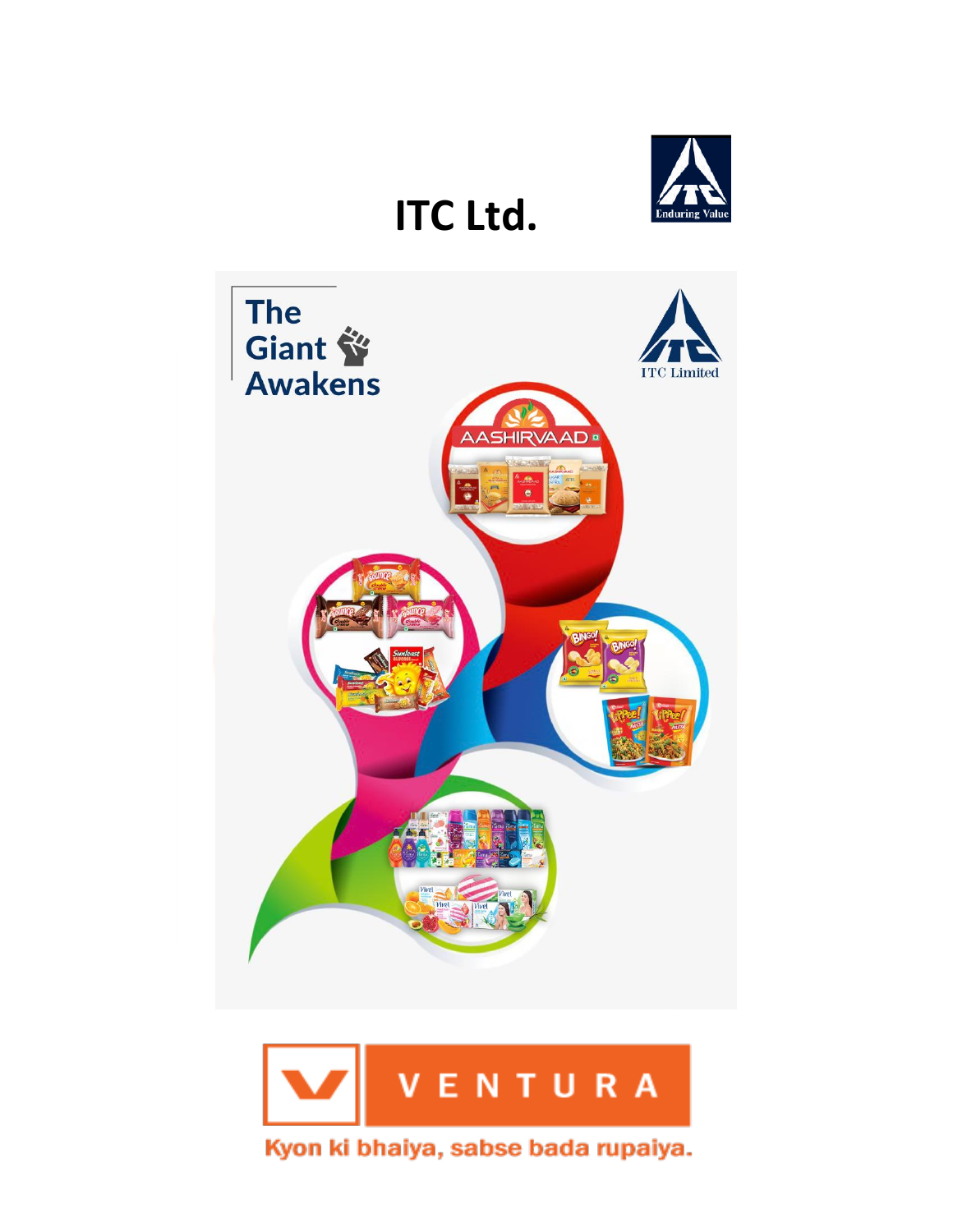# ITC Ltd.

The Giant Awakens

Kyon ki bhaiya, sabse bada rupaiya.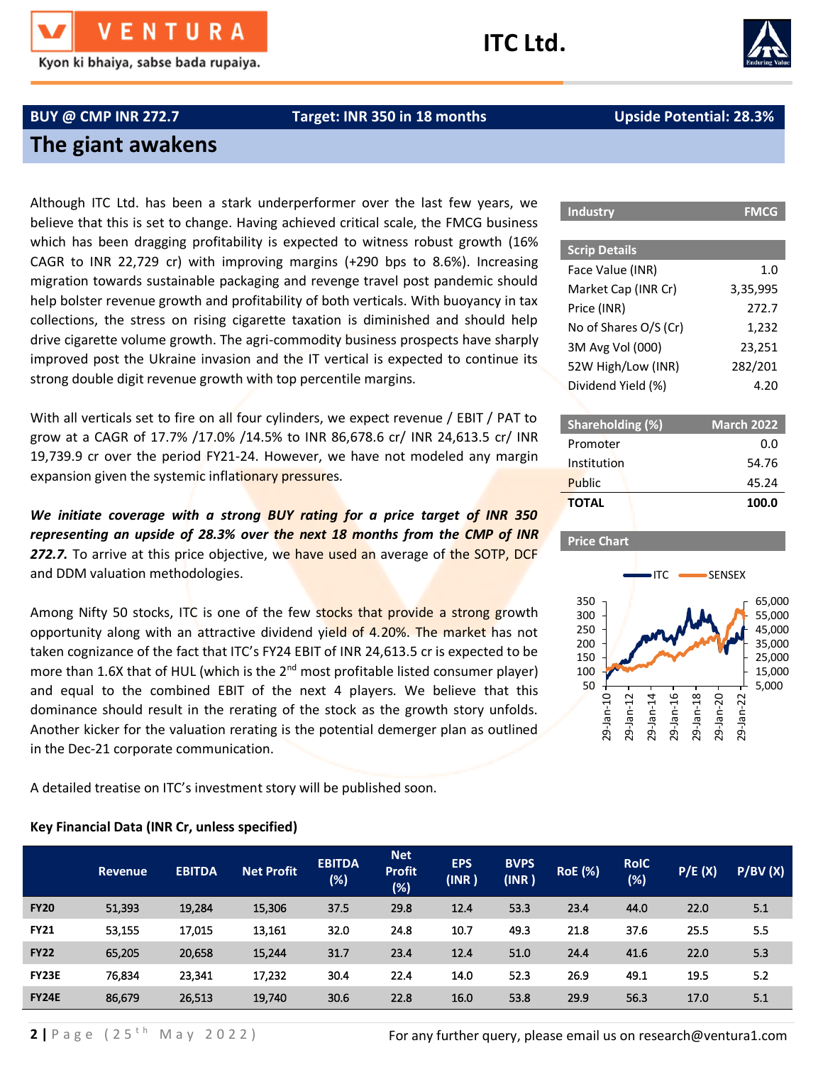# ITC Ltd.

**BUY @ CMP INR 272.7** | **Target: INR 350 in 18 months** | **Upside Potential: 28.3%**

## The giant awakens

Although ITC Ltd. has been a stark underperformer over the last few years, we believe that this is set to change. Having achieved critical scale, the FMCG business which has been dragging profitability is expected to witness robust growth (16% CAGR to INR 22,729 cr) with improving margins (+290 bps to 8.6%). Increasing migration towards sustainable packaging and revenge travel post pandemic should help bolster revenue growth and profitability of both verticals. With buoyancy in tax collections, the stress on rising cigarette taxation is diminished and should help drive cigarette volume growth. The agri-commodity business prospects have sharply improved post the Ukraine invasion and the IT vertical is expected to continue its strong double digit revenue growth with top percentile margins.

With all verticals set to fire on all four cylinders, we expect revenue / EBIT / PAT to grow at a CAGR of 17.7% /17.0% /14.5% to INR 86,678.6 cr/ INR 24,613.5 cr/ INR 19,739.9 cr over the period FY21-24. However, we have not modeled any margin expansion given the systemic inflationary pressures.

***We initiate coverage with a strong BUY rating for a price target of INR 350 representing an upside of 28.3% over the next 18 months from the CMP of INR 272.7.*** To arrive at this price objective, we have used an average of the SOTP, DCF and DDM valuation methodologies.

Among Nifty 50 stocks, ITC is one of the few stocks that provide a strong growth opportunity along with an attractive dividend yield of 4.20%. The market has not taken cognizance of the fact that ITC's FY24 EBIT of INR 24,613.5 cr is expected to be more than 1.6X that of HUL (which is the 2nd most profitable listed consumer player) and equal to the combined EBIT of the next 4 players. We believe that this dominance should result in the rerating of the stock as the growth story unfolds. Another kicker for the valuation rerating is the potential demerger plan as outlined in the Dec-21 corporate communication.

A detailed treatise on ITC's investment story will be published soon.

| Industry | FMCG |
|---|---|

| Scrip Details | |
|---|---|
| Face Value (INR) | 1.0 |
| Market Cap (INR Cr) | 3,35,995 |
| Price (INR) | 272.7 |
| No of Shares O/S (Cr) | 1,232 |
| 3M Avg Vol (000) | 23,251 |
| 52W High/Low (INR) | 282/201 |
| Dividend Yield (%) | 4.20 |

| Shareholding (%) | March 2022 |
|---|---|
| Promoter | 0.0 |
| Institution | 54.76 |
| Public | 45.24 |
| **TOTAL** | **100.0** |

**Price Chart**

**Key Financial Data (INR Cr, unless specified)**

| | Revenue | EBITDA | Net Profit | EBITDA (%) | Net Profit (%) | EPS (INR ) | BVPS (INR ) | RoE (%) | RoIC (%) | P/E (X) | P/BV (X) |
|---|---|---|---|---|---|---|---|---|---|---|---|
| **FY20** | 51,393 | 19,284 | 15,306 | 37.5 | 29.8 | 12.4 | 53.3 | 23.4 | 44.0 | 22.0 | 5.1 |
| **FY21** | 53,155 | 17,015 | 13,161 | 32.0 | 24.8 | 10.7 | 49.3 | 21.8 | 37.6 | 25.5 | 5.5 |
| **FY22** | 65,205 | 20,658 | 15,244 | 31.7 | 23.4 | 12.4 | 51.0 | 24.4 | 41.6 | 22.0 | 5.3 |
| **FY23E** | 76,834 | 23,341 | 17,232 | 30.4 | 22.4 | 14.0 | 52.3 | 26.9 | 49.1 | 19.5 | 5.2 |
| **FY24E** | 86,679 | 26,513 | 19,740 | 30.6 | 22.8 | 16.0 | 53.8 | 29.9 | 56.3 | 17.0 | 5.1 |

For any further query, please email us on research@ventura1.com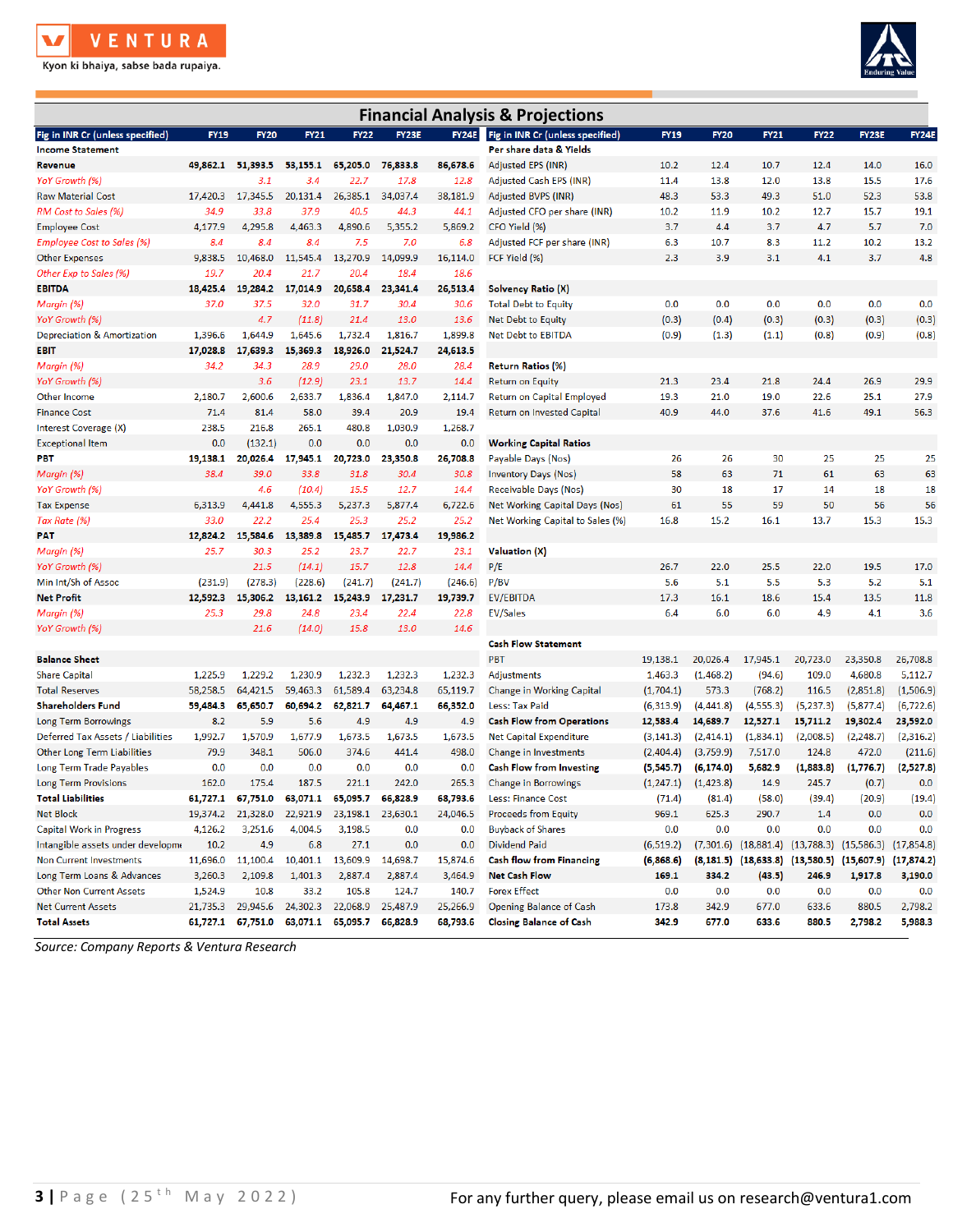## Financial Analysis & Projections

| Fig in INR Cr (unless specified) | FY19 | FY20 | FY21 | FY22 | FY23E | FY24E |
|---|---|---|---|---|---|---|
| **Income Statement** | | | | | | |
| **Revenue** | 49,862.1 | 51,393.5 | 53,155.1 | 65,205.0 | 76,833.8 | 86,678.6 |
| *YoY Growth (%)* | | 3.1 | 3.4 | 22.7 | 17.8 | 12.8 |
| Raw Material Cost | 17,420.3 | 17,345.5 | 20,131.4 | 26,385.1 | 34,037.4 | 38,181.9 |
| *RM Cost to Sales (%)* | 34.9 | 33.8 | 37.9 | 40.5 | 44.3 | 44.1 |
| Employee Cost | 4,177.9 | 4,295.8 | 4,463.3 | 4,890.6 | 5,355.2 | 5,869.2 |
| *Employee Cost to Sales (%)* | 8.4 | 8.4 | 8.4 | 7.5 | 7.0 | 6.8 |
| Other Expenses | 9,838.5 | 10,468.0 | 11,545.4 | 13,270.9 | 14,099.9 | 16,114.0 |
| *Other Exp to Sales (%)* | 19.7 | 20.4 | 21.7 | 20.4 | 18.4 | 18.6 |
| **EBITDA** | 18,425.4 | 19,284.2 | 17,014.9 | 20,658.4 | 23,341.4 | 26,513.4 |
| *Margin (%)* | 37.0 | 37.5 | 32.0 | 31.7 | 30.4 | 30.6 |
| *YoY Growth (%)* | | 4.7 | (11.8) | 21.4 | 13.0 | 13.6 |
| Depreciation & Amortization | 1,396.6 | 1,644.9 | 1,645.6 | 1,732.4 | 1,816.7 | 1,899.8 |
| **EBIT** | 17,028.8 | 17,639.3 | 15,369.3 | 18,926.0 | 21,524.7 | 24,613.5 |
| *Margin (%)* | 34.2 | 34.3 | 28.9 | 29.0 | 28.0 | 28.4 |
| *YoY Growth (%)* | | 3.6 | (12.9) | 23.1 | 13.7 | 14.4 |
| Other Income | 2,180.7 | 2,600.6 | 2,633.7 | 1,836.4 | 1,847.0 | 2,114.7 |
| Finance Cost | 71.4 | 81.4 | 58.0 | 39.4 | 20.9 | 19.4 |
| Interest Coverage (X) | 238.5 | 216.8 | 265.1 | 480.8 | 1,030.9 | 1,268.7 |
| Exceptional Item | 0.0 | (132.1) | 0.0 | 0.0 | 0.0 | 0.0 |
| **PBT** | 19,138.1 | 20,026.4 | 17,945.1 | 20,723.0 | 23,350.8 | 26,708.8 |
| *Margin (%)* | 38.4 | 39.0 | 33.8 | 31.8 | 30.4 | 30.8 |
| *YoY Growth (%)* | | 4.6 | (10.4) | 15.5 | 12.7 | 14.4 |
| Tax Expense | 6,313.9 | 4,441.8 | 4,555.3 | 5,237.3 | 5,877.4 | 6,722.6 |
| *Tax Rate (%)* | 33.0 | 22.2 | 25.4 | 25.3 | 25.2 | 25.2 |
| **PAT** | 12,824.2 | 15,584.6 | 13,389.8 | 15,485.7 | 17,473.4 | 19,986.2 |
| *Margin (%)* | 25.7 | 30.3 | 25.2 | 23.7 | 22.7 | 23.1 |
| *YoY Growth (%)* | | 21.5 | (14.1) | 15.7 | 12.8 | 14.4 |
| Min Int/Sh of Assoc | (231.9) | (278.3) | (228.6) | (241.7) | (241.7) | (246.6) |
| **Net Profit** | 12,592.3 | 15,306.2 | 13,161.2 | 15,243.9 | 17,231.7 | 19,739.7 |
| *Margin (%)* | 25.3 | 29.8 | 24.8 | 23.4 | 22.4 | 22.8 |
| *YoY Growth (%)* | | 21.6 | (14.0) | 15.8 | 13.0 | 14.6 |
| **Balance Sheet** | | | | | | |
| Share Capital | 1,225.9 | 1,229.2 | 1,230.9 | 1,232.3 | 1,232.3 | 1,232.3 |
| Total Reserves | 58,258.5 | 64,421.5 | 59,463.3 | 61,589.4 | 63,234.8 | 65,119.7 |
| **Shareholders Fund** | 59,484.3 | 65,650.7 | 60,694.2 | 62,821.7 | 64,467.1 | 66,352.0 |
| Long Term Borrowings | 8.2 | 5.9 | 5.6 | 4.9 | 4.9 | 4.9 |
| Deferred Tax Assets / Liabilities | 1,992.7 | 1,570.9 | 1,677.9 | 1,673.5 | 1,673.5 | 1,673.5 |
| Other Long Term Liabilities | 79.9 | 348.1 | 506.0 | 374.6 | 441.4 | 498.0 |
| Long Term Trade Payables | 0.0 | 0.0 | 0.0 | 0.0 | 0.0 | 0.0 |
| Long Term Provisions | 162.0 | 175.4 | 187.5 | 221.1 | 242.0 | 265.3 |
| **Total Liabilities** | 61,727.1 | 67,751.0 | 63,071.1 | 65,095.7 | 66,828.9 | 68,793.6 |
| Net Block | 19,374.2 | 21,328.0 | 22,921.9 | 23,198.1 | 23,630.1 | 24,046.5 |
| Capital Work in Progress | 4,126.2 | 3,251.6 | 4,004.5 | 3,198.5 | 0.0 | 0.0 |
| Intangible assets under development | 10.2 | 4.9 | 6.8 | 27.1 | 0.0 | 0.0 |
| Non Current Investments | 11,696.0 | 11,100.4 | 10,401.1 | 13,609.9 | 14,698.7 | 15,874.6 |
| Long Term Loans & Advances | 3,260.3 | 2,109.8 | 1,401.3 | 2,887.4 | 2,887.4 | 3,464.9 |
| Other Non Current Assets | 1,524.9 | 10.8 | 33.2 | 105.8 | 124.7 | 140.7 |
| Net Current Assets | 21,735.3 | 29,945.6 | 24,302.3 | 22,068.9 | 25,487.9 | 25,266.9 |
| **Total Assets** | 61,727.1 | 67,751.0 | 63,071.1 | 65,095.7 | 66,828.9 | 68,793.6 |

| Fig in INR Cr (unless specified) | FY19 | FY20 | FY21 | FY22 | FY23E | FY24E |
|---|---|---|---|---|---|---|
| **Per share data & Yields** | | | | | | |
| Adjusted EPS (INR) | 10.2 | 12.4 | 10.7 | 12.4 | 14.0 | 16.0 |
| Adjusted Cash EPS (INR) | 11.4 | 13.8 | 12.0 | 13.8 | 15.5 | 17.6 |
| Adjusted BVPS (INR) | 48.3 | 53.3 | 49.3 | 51.0 | 52.3 | 53.8 |
| Adjusted CFO per share (INR) | 10.2 | 11.9 | 10.2 | 12.7 | 15.7 | 19.1 |
| CFO Yield (%) | 3.7 | 4.4 | 3.7 | 4.7 | 5.7 | 7.0 |
| Adjusted FCF per share (INR) | 6.3 | 10.7 | 8.3 | 11.2 | 10.2 | 13.2 |
| FCF Yield (%) | 2.3 | 3.9 | 3.1 | 4.1 | 3.7 | 4.8 |
| **Solvency Ratio (X)** | | | | | | |
| Total Debt to Equity | 0.0 | 0.0 | 0.0 | 0.0 | 0.0 | 0.0 |
| Net Debt to Equity | (0.3) | (0.4) | (0.3) | (0.3) | (0.3) | (0.3) |
| Net Debt to EBITDA | (0.9) | (1.3) | (1.1) | (0.8) | (0.9) | (0.8) |
| **Return Ratios (%)** | | | | | | |
| Return on Equity | 21.3 | 23.4 | 21.8 | 24.4 | 26.9 | 29.9 |
| Return on Capital Employed | 19.3 | 21.0 | 19.0 | 22.6 | 25.1 | 27.9 |
| Return on Invested Capital | 40.9 | 44.0 | 37.6 | 41.6 | 49.1 | 56.3 |
| **Working Capital Ratios** | | | | | | |
| Payable Days (Nos) | 26 | 26 | 30 | 25 | 25 | 25 |
| Inventory Days (Nos) | 58 | 63 | 71 | 61 | 63 | 63 |
| Receivable Days (Nos) | 30 | 18 | 17 | 14 | 18 | 18 |
| Net Working Capital Days (Nos) | 61 | 55 | 59 | 50 | 56 | 56 |
| Net Working Capital to Sales (%) | 16.8 | 15.2 | 16.1 | 13.7 | 15.3 | 15.3 |
| **Valuation (X)** | | | | | | |
| P/E | 26.7 | 22.0 | 25.5 | 22.0 | 19.5 | 17.0 |
| P/BV | 5.6 | 5.1 | 5.5 | 5.3 | 5.2 | 5.1 |
| EV/EBITDA | 17.3 | 16.1 | 18.6 | 15.4 | 13.5 | 11.8 |
| EV/Sales | 6.4 | 6.0 | 6.0 | 4.9 | 4.1 | 3.6 |
| **Cash Flow Statement** | | | | | | |
| PBT | 19,138.1 | 20,026.4 | 17,945.1 | 20,723.0 | 23,350.8 | 26,708.8 |
| Adjustments | 1,463.3 | (1,468.2) | (94.6) | 109.0 | 4,680.8 | 5,112.7 |
| Change in Working Capital | (1,704.1) | 573.3 | (768.2) | 116.5 | (2,851.8) | (1,506.9) |
| Less: Tax Paid | (6,313.9) | (4,441.8) | (4,555.3) | (5,237.3) | (5,877.4) | (6,722.6) |
| **Cash Flow from Operations** | 12,583.4 | 14,689.7 | 12,527.1 | 15,711.2 | 19,302.4 | 23,592.0 |
| Net Capital Expenditure | (3,141.3) | (2,414.1) | (1,834.1) | (2,008.5) | (2,248.7) | (2,316.2) |
| Change in Investments | (2,404.4) | (3,759.9) | 7,517.0 | 124.8 | 472.0 | (211.6) |
| **Cash Flow from Investing** | (5,545.7) | (6,174.0) | 5,682.9 | (1,883.8) | (1,776.7) | (2,527.8) |
| Change in Borrowings | (1,247.1) | (1,423.8) | 14.9 | 245.7 | (0.7) | 0.0 |
| Less: Finance Cost | (71.4) | (81.4) | (58.0) | (39.4) | (20.9) | (19.4) |
| Proceeds from Equity | 969.1 | 625.3 | 290.7 | 1.4 | 0.0 | 0.0 |
| Buyback of Shares | 0.0 | 0.0 | 0.0 | 0.0 | 0.0 | 0.0 |
| Dividend Paid | (6,519.2) | (7,301.6) | (18,881.4) | (13,788.3) | (15,586.3) | (17,854.8) |
| **Cash flow from Financing** | (6,868.6) | (8,181.5) | (18,633.8) | (13,580.5) | (15,607.9) | (17,874.2) |
| **Net Cash Flow** | 169.1 | 334.2 | (43.5) | 246.9 | 1,917.8 | 3,190.0 |
| Forex Effect | 0.0 | 0.0 | 0.0 | 0.0 | 0.0 | 0.0 |
| Opening Balance of Cash | 173.8 | 342.9 | 677.0 | 633.6 | 880.5 | 2,798.2 |
| **Closing Balance of Cash** | 342.9 | 677.0 | 633.6 | 880.5 | 2,798.2 | 5,988.3 |

*Source: Company Reports & Ventura Research*